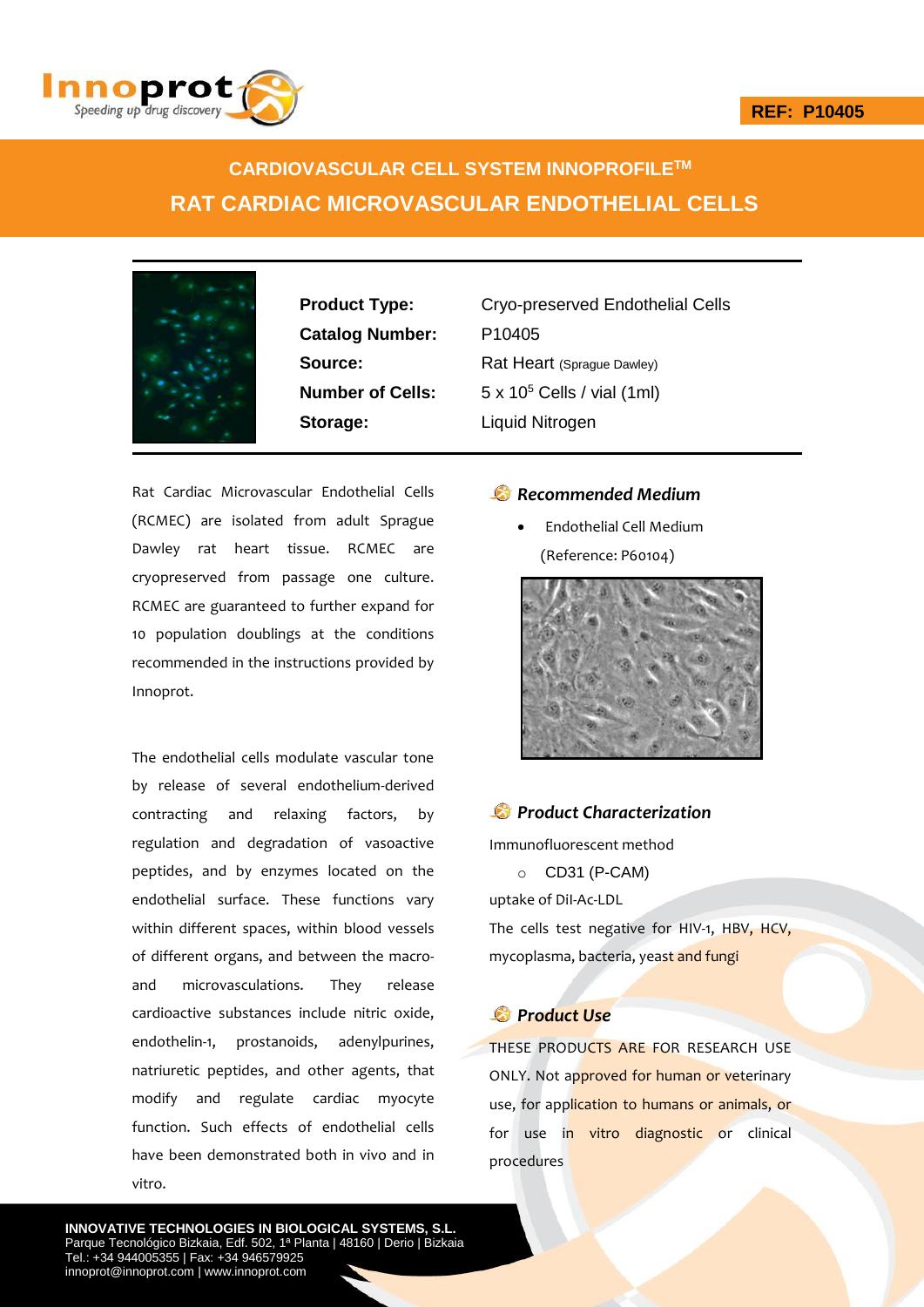REF: P10405

# CARDIOVASCULAR CELL SYSTEM INNOPROFILE$^{TM}$

# RAT CARDIAC MICROVASCULAR ENDOTHELIAL CELLS

| | |
|---|---|
| **Product Type:** | Cryo-preserved Endothelial Cells |
| **Catalog Number:** | P10405 |
| **Source:** | Rat Heart (Sprague Dawley) |
| **Number of Cells:** | $5 \times 10^5$ Cells / vial (1ml) |
| **Storage:** | Liquid Nitrogen |

Rat Cardiac Microvascular Endothelial Cells (RCMEC) are isolated from adult Sprague Dawley rat heart tissue. RCMEC are cryopreserved from passage one culture. RCMEC are guaranteed to further expand for 10 population doublings at the conditions recommended in the instructions provided by Innoprot.

The endothelial cells modulate vascular tone by release of several endothelium-derived contracting and relaxing factors, by regulation and degradation of vasoactive peptides, and by enzymes located on the endothelial surface. These functions vary within different spaces, within blood vessels of different organs, and between the macro- and microvasculations. They release cardioactive substances include nitric oxide, endothelin-1, prostanoids, adenylpurines, natriuretic peptides, and other agents, that modify and regulate cardiac myocyte function. Such effects of endothelial cells have been demonstrated both in vivo and in vitro.

### *Recommended Medium*

- Endothelial Cell Medium (Reference: P60104)

### *Product Characterization*

Immunofluorescent method

- CD31 (P-CAM)

uptake of Dil-Ac-LDL

The cells test negative for HIV-1, HBV, HCV, mycoplasma, bacteria, yeast and fungi

### *Product Use*

THESE PRODUCTS ARE FOR RESEARCH USE ONLY. Not approved for human or veterinary use, for application to humans or animals, or for use in vitro diagnostic or clinical procedures

**INNOVATIVE TECHNOLOGIES IN BIOLOGICAL SYSTEMS, S.L.**
Parque Tecnológico Bizkaia, Edf. 502, 1ª Planta | 48160 | Derio | Bizkaia
Tel.: +34 944005355 | Fax: +34 946579925
innoprot@innoprot.com | www.innoprot.com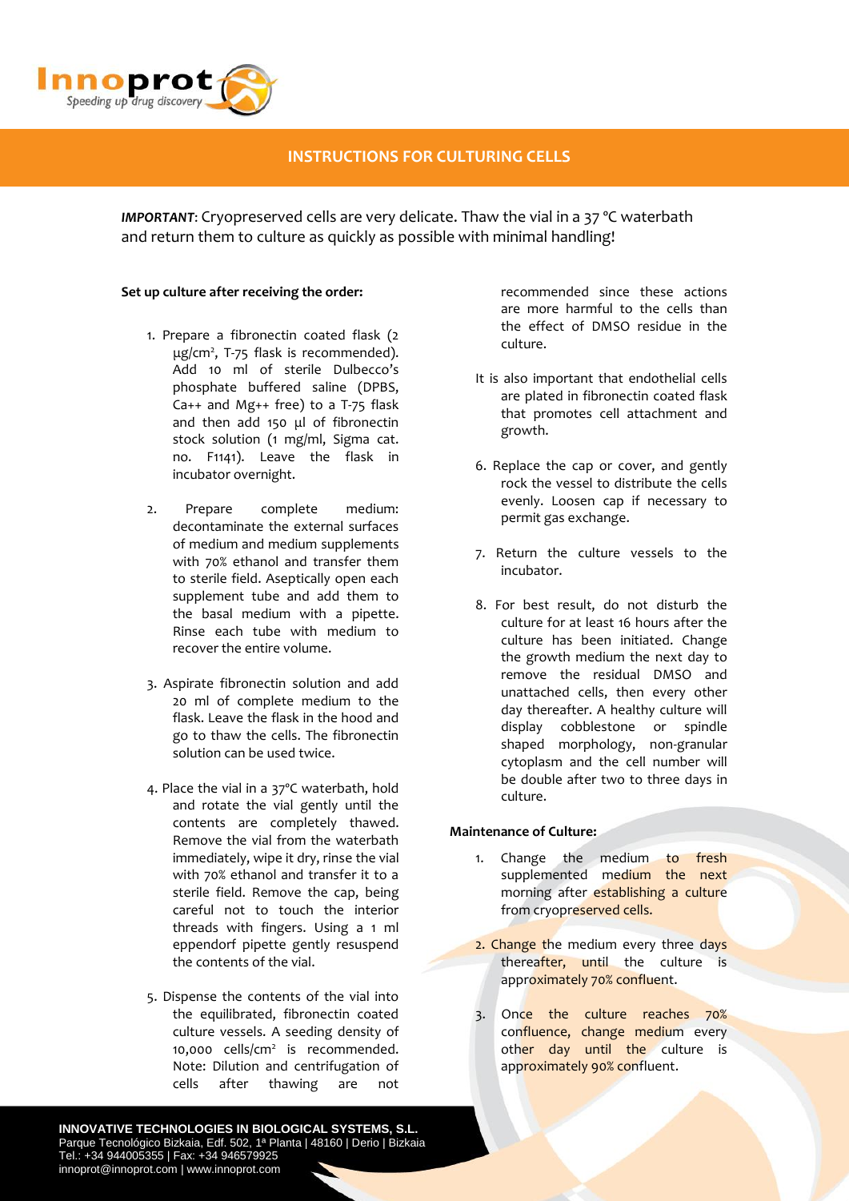## INSTRUCTIONS FOR CULTURING CELLS

***IMPORTANT***: Cryopreserved cells are very delicate. Thaw the vial in a 37 °C waterbath and return them to culture as quickly as possible with minimal handling!

**Set up culture after receiving the order:**

1. Prepare a fibronectin coated flask (2 µg/cm², T-75 flask is recommended). Add 10 ml of sterile Dulbecco's phosphate buffered saline (DPBS, Ca++ and Mg++ free) to a T-75 flask and then add 150 µl of fibronectin stock solution (1 mg/ml, Sigma cat. no. F1141). Leave the flask in incubator overnight.

2. Prepare complete medium: decontaminate the external surfaces of medium and medium supplements with 70% ethanol and transfer them to sterile field. Aseptically open each supplement tube and add them to the basal medium with a pipette. Rinse each tube with medium to recover the entire volume.

3. Aspirate fibronectin solution and add 20 ml of complete medium to the flask. Leave the flask in the hood and go to thaw the cells. The fibronectin solution can be used twice.

4. Place the vial in a 37ºC waterbath, hold and rotate the vial gently until the contents are completely thawed. Remove the vial from the waterbath immediately, wipe it dry, rinse the vial with 70% ethanol and transfer it to a sterile field. Remove the cap, being careful not to touch the interior threads with fingers. Using a 1 ml eppendorf pipette gently resuspend the contents of the vial.

5. Dispense the contents of the vial into the equilibrated, fibronectin coated culture vessels. A seeding density of 10,000 cells/cm² is recommended. Note: Dilution and centrifugation of cells after thawing are not recommended since these actions are more harmful to the cells than the effect of DMSO residue in the culture.

   It is also important that endothelial cells are plated in fibronectin coated flask that promotes cell attachment and growth.

6. Replace the cap or cover, and gently rock the vessel to distribute the cells evenly. Loosen cap if necessary to permit gas exchange.

7. Return the culture vessels to the incubator.

8. For best result, do not disturb the culture for at least 16 hours after the culture has been initiated. Change the growth medium the next day to remove the residual DMSO and unattached cells, then every other day thereafter. A healthy culture will display cobblestone or spindle shaped morphology, non-granular cytoplasm and the cell number will be double after two to three days in culture.

**Maintenance of Culture:**

1. Change the medium to fresh supplemented medium the next morning after establishing a culture from cryopreserved cells.

2. Change the medium every three days thereafter, until the culture is approximately 70% confluent.

3. Once the culture reaches 70% confluence, change medium every other day until the culture is approximately 90% confluent.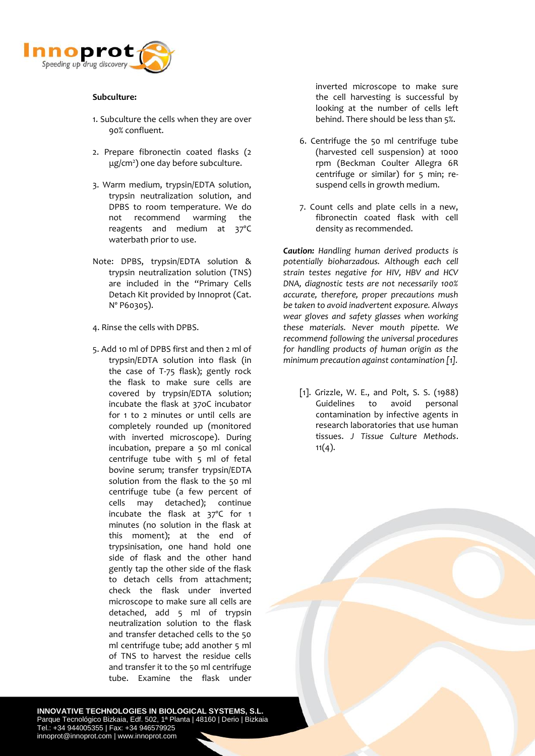**Subculture:**

1. Subculture the cells when they are over 90% confluent.

2. Prepare fibronectin coated flasks (2 µg/cm$^2$) one day before subculture.

3. Warm medium, trypsin/EDTA solution, trypsin neutralization solution, and DPBS to room temperature. We do not recommend warming the reagents and medium at 37°C waterbath prior to use.

Note: DPBS, trypsin/EDTA solution & trypsin neutralization solution (TNS) are included in the "Primary Cells Detach Kit provided by Innoprot (Cat. Nº P60305).

4. Rinse the cells with DPBS.

5. Add 10 ml of DPBS first and then 2 ml of trypsin/EDTA solution into flask (in the case of T-75 flask); gently rock the flask to make sure cells are covered by trypsin/EDTA solution; incubate the flask at 37oC incubator for 1 to 2 minutes or until cells are completely rounded up (monitored with inverted microscope). During incubation, prepare a 50 ml conical centrifuge tube with 5 ml of fetal bovine serum; transfer trypsin/EDTA solution from the flask to the 50 ml centrifuge tube (a few percent of cells may detached); continue incubate the flask at 37°C for 1 minutes (no solution in the flask at this moment); at the end of trypsinisation, one hand hold one side of flask and the other hand gently tap the other side of the flask to detach cells from attachment; check the flask under inverted microscope to make sure all cells are detached, add 5 ml of trypsin neutralization solution to the flask and transfer detached cells to the 50 ml centrifuge tube; add another 5 ml of TNS to harvest the residue cells and transfer it to the 50 ml centrifuge tube. Examine the flask under inverted microscope to make sure the cell harvesting is successful by looking at the number of cells left behind. There should be less than 5%.

6. Centrifuge the 50 ml centrifuge tube (harvested cell suspension) at 1000 rpm (Beckman Coulter Allegra 6R centrifuge or similar) for 5 min; re-suspend cells in growth medium.

7. Count cells and plate cells in a new, fibronectin coated flask with cell density as recommended.

***Caution:*** *Handling human derived products is potentially bioharzadous. Although each cell strain testes negative for HIV, HBV and HCV DNA, diagnostic tests are not necessarily 100% accurate, therefore, proper precautions mush be taken to avoid inadvertent exposure. Always wear gloves and safety glasses when working these materials. Never mouth pipette. We recommend following the universal procedures for handling products of human origin as the minimum precaution against contamination [1].*

[1]. Grizzle, W. E., and Polt, S. S. (1988) Guidelines to avoid personal contamination by infective agents in research laboratories that use human tissues. *J Tissue Culture Methods*. 11(4).

**INNOVATIVE TECHNOLOGIES IN BIOLOGICAL SYSTEMS, S.L.**
Parque Tecnológico Bizkaia, Edf. 502, 1ª Planta | 48160 | Derio | Bizkaia
Tel.: +34 944005355 | Fax: +34 946579925
innoprot@innoprot.com | www.innoprot.com